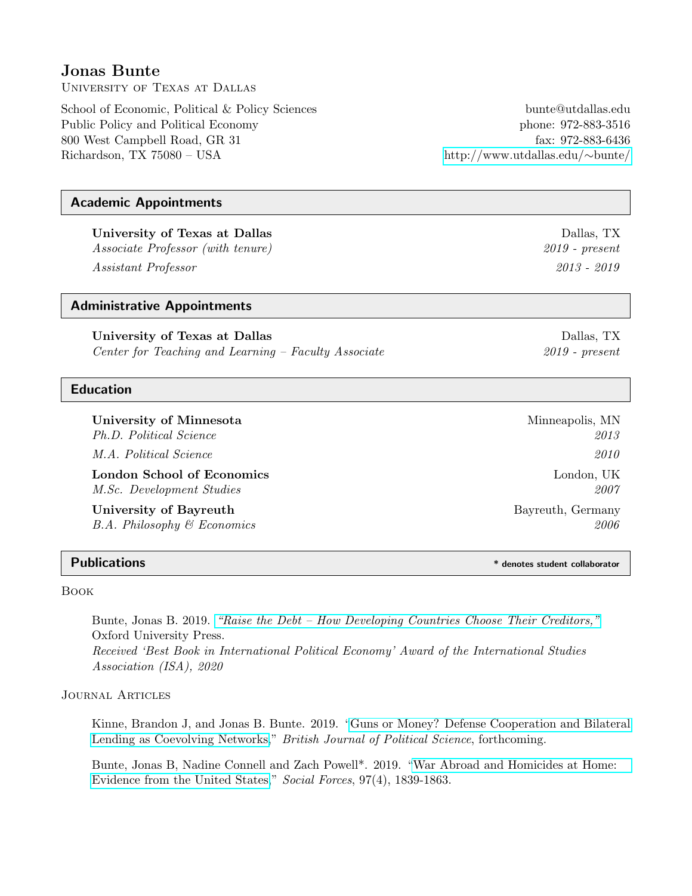# Jonas Bunte

University of Texas at Dallas

School of Economic, Political & Policy Sciences
Public Policy and Political Economy
800 West Campbell Road, GR 31
Richardson, TX 75080 – USA

bunte@utdallas.edu
phone: 972-883-3516
fax: 972-883-6436
http://www.utdallas.edu/∼bunte/

## Academic Appointments

**University of Texas at Dallas** — Dallas, TX
*Associate Professor (with tenure)* — *2019 - present*
*Assistant Professor* — *2013 - 2019*

## Administrative Appointments

**University of Texas at Dallas** — Dallas, TX
*Center for Teaching and Learning – Faculty Associate* — *2019 - present*

## Education

**University of Minnesota** — Minneapolis, MN
*Ph.D. Political Science* — *2013*
*M.A. Political Science* — *2010*

**London School of Economics** — London, UK
*M.Sc. Development Studies* — *2007*

**University of Bayreuth** — Bayreuth, Germany
*B.A. Philosophy & Economics* — *2006*

## Publications

**\* denotes student collaborator**

### Book

Bunte, Jonas B. 2019. *"Raise the Debt – How Developing Countries Choose Their Creditors,"* Oxford University Press.
*Received 'Best Book in International Political Economy' Award of the International Studies Association (ISA), 2020*

### Journal Articles

Kinne, Brandon J, and Jonas B. Bunte. 2019. "Guns or Money? Defense Cooperation and Bilateral Lending as Coevolving Networks," *British Journal of Political Science*, forthcoming.

Bunte, Jonas B, Nadine Connell and Zach Powell*. 2019. "War Abroad and Homicides at Home: Evidence from the United States," *Social Forces*, 97(4), 1839-1863.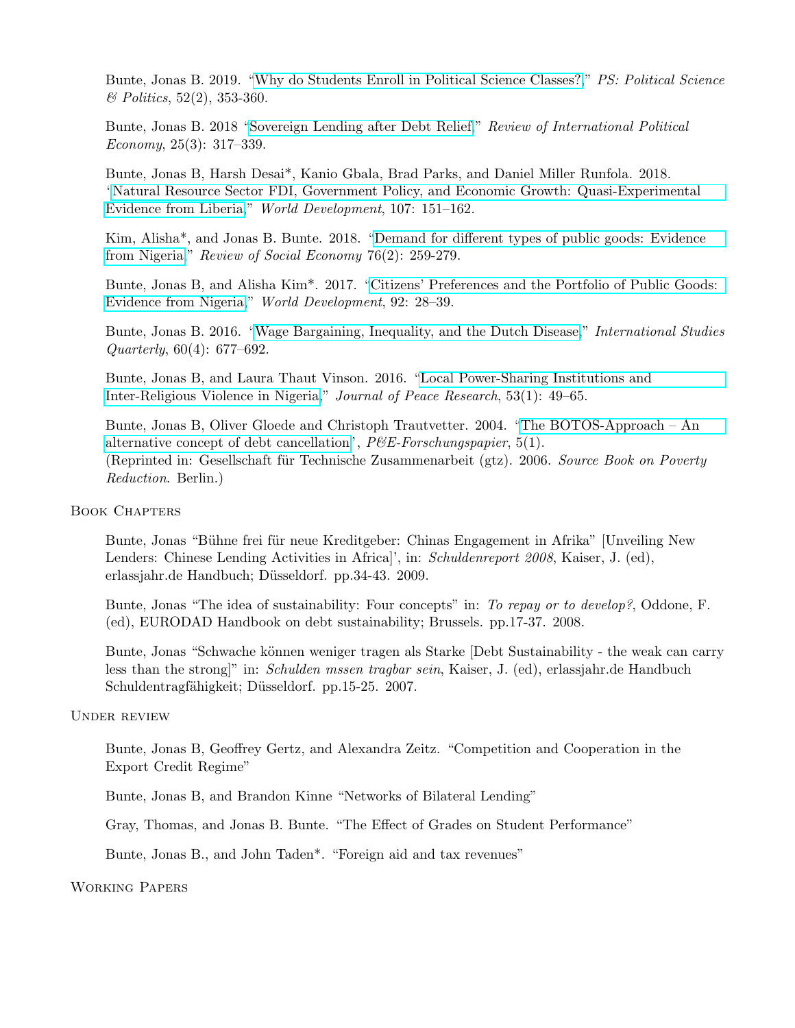Bunte, Jonas B. 2019. "Why do Students Enroll in Political Science Classes?," *PS: Political Science & Politics*, 52(2), 353-360.

Bunte, Jonas B. 2018 "Sovereign Lending after Debt Relief," *Review of International Political Economy*, 25(3): 317–339.

Bunte, Jonas B, Harsh Desai*, Kanio Gbala, Brad Parks, and Daniel Miller Runfola. 2018. "Natural Resource Sector FDI, Government Policy, and Economic Growth: Quasi-Experimental Evidence from Liberia," *World Development*, 107: 151–162.

Kim, Alisha*, and Jonas B. Bunte. 2018. "Demand for different types of public goods: Evidence from Nigeria," *Review of Social Economy* 76(2): 259-279.

Bunte, Jonas B, and Alisha Kim*. 2017. "Citizens' Preferences and the Portfolio of Public Goods: Evidence from Nigeria," *World Development*, 92: 28–39.

Bunte, Jonas B. 2016. "Wage Bargaining, Inequality, and the Dutch Disease," *International Studies Quarterly*, 60(4): 677–692.

Bunte, Jonas B, and Laura Thaut Vinson. 2016. "Local Power-Sharing Institutions and Inter-Religious Violence in Nigeria," *Journal of Peace Research*, 53(1): 49–65.

Bunte, Jonas B, Oliver Gloede and Christoph Trautvetter. 2004. "The BOTOS-Approach – An alternative concept of debt cancellation", *P&E-Forschungspapier*, 5(1).
(Reprinted in: Gesellschaft für Technische Zusammenarbeit (gtz). 2006. *Source Book on Poverty Reduction*. Berlin.)

## Book Chapters

Bunte, Jonas "Bühne frei für neue Kreditgeber: Chinas Engagement in Afrika" [Unveiling New Lenders: Chinese Lending Activities in Africa]', in: *Schuldenreport 2008*, Kaiser, J. (ed), erlassjahr.de Handbuch; Düsseldorf. pp.34-43. 2009.

Bunte, Jonas "The idea of sustainability: Four concepts" in: *To repay or to develop?*, Oddone, F. (ed), EURODAD Handbook on debt sustainability; Brussels. pp.17-37. 2008.

Bunte, Jonas "Schwache können weniger tragen als Starke [Debt Sustainability - the weak can carry less than the strong]" in: *Schulden mssen tragbar sein*, Kaiser, J. (ed), erlassjahr.de Handbuch Schuldentragfähigkeit; Düsseldorf. pp.15-25. 2007.

## Under review

Bunte, Jonas B, Geoffrey Gertz, and Alexandra Zeitz. "Competition and Cooperation in the Export Credit Regime"

Bunte, Jonas B, and Brandon Kinne "Networks of Bilateral Lending"

Gray, Thomas, and Jonas B. Bunte. "The Effect of Grades on Student Performance"

Bunte, Jonas B., and John Taden*. "Foreign aid and tax revenues"

## Working Papers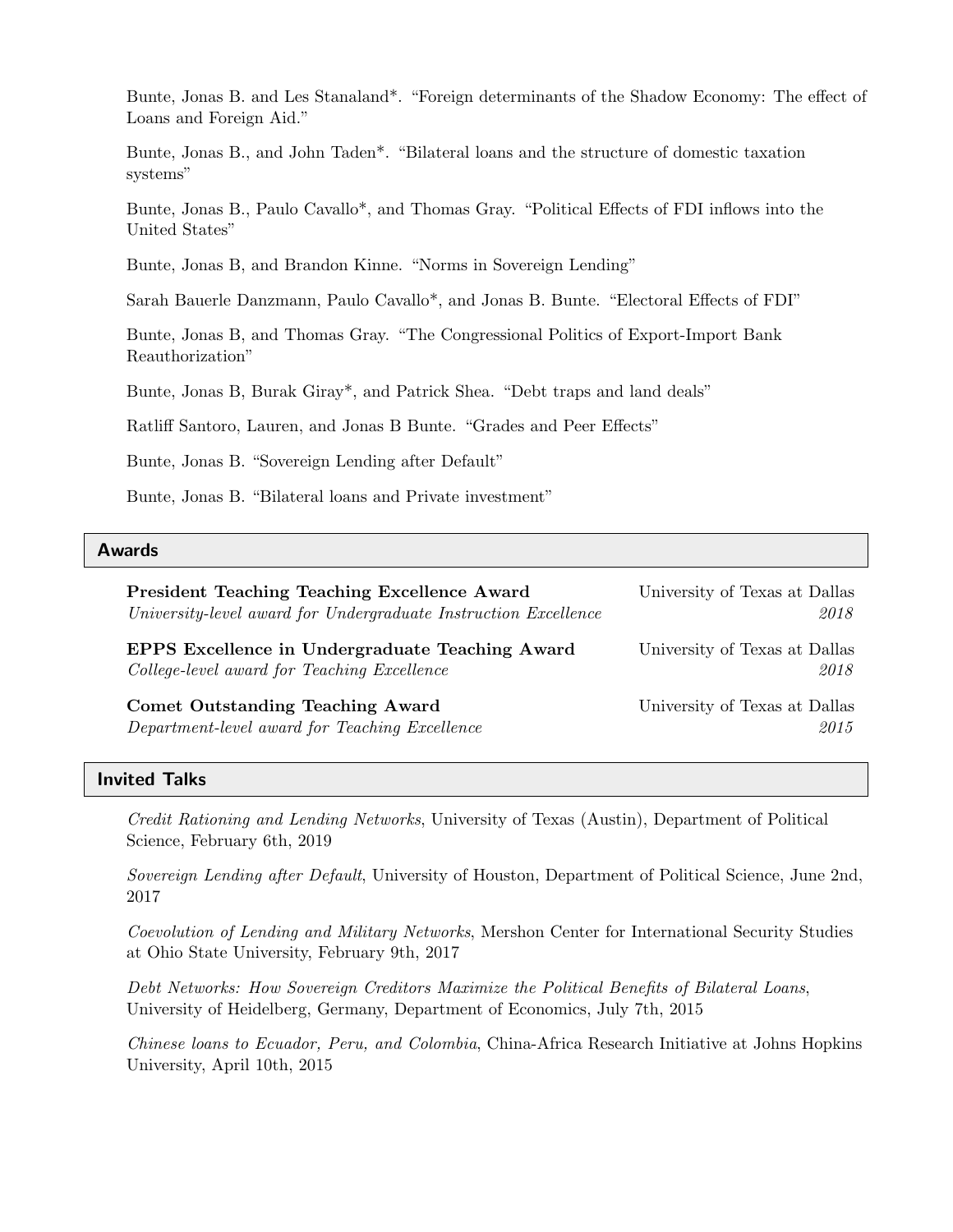Bunte, Jonas B. and Les Stanaland*. "Foreign determinants of the Shadow Economy: The effect of Loans and Foreign Aid."

Bunte, Jonas B., and John Taden*. "Bilateral loans and the structure of domestic taxation systems"

Bunte, Jonas B., Paulo Cavallo*, and Thomas Gray. "Political Effects of FDI inflows into the United States"

Bunte, Jonas B, and Brandon Kinne. "Norms in Sovereign Lending"

Sarah Bauerle Danzmann, Paulo Cavallo*, and Jonas B. Bunte. "Electoral Effects of FDI"

Bunte, Jonas B, and Thomas Gray. "The Congressional Politics of Export-Import Bank Reauthorization"

Bunte, Jonas B, Burak Giray*, and Patrick Shea. "Debt traps and land deals"

Ratliff Santoro, Lauren, and Jonas B Bunte. "Grades and Peer Effects"

Bunte, Jonas B. "Sovereign Lending after Default"

Bunte, Jonas B. "Bilateral loans and Private investment"

## Awards

**President Teaching Teaching Excellence Award** — University of Texas at Dallas
*University-level award for Undergraduate Instruction Excellence* — *2018*

**EPPS Excellence in Undergraduate Teaching Award** — University of Texas at Dallas
*College-level award for Teaching Excellence* — *2018*

**Comet Outstanding Teaching Award** — University of Texas at Dallas
*Department-level award for Teaching Excellence* — *2015*

## Invited Talks

*Credit Rationing and Lending Networks*, University of Texas (Austin), Department of Political Science, February 6th, 2019

*Sovereign Lending after Default*, University of Houston, Department of Political Science, June 2nd, 2017

*Coevolution of Lending and Military Networks*, Mershon Center for International Security Studies at Ohio State University, February 9th, 2017

*Debt Networks: How Sovereign Creditors Maximize the Political Benefits of Bilateral Loans*, University of Heidelberg, Germany, Department of Economics, July 7th, 2015

*Chinese loans to Ecuador, Peru, and Colombia*, China-Africa Research Initiative at Johns Hopkins University, April 10th, 2015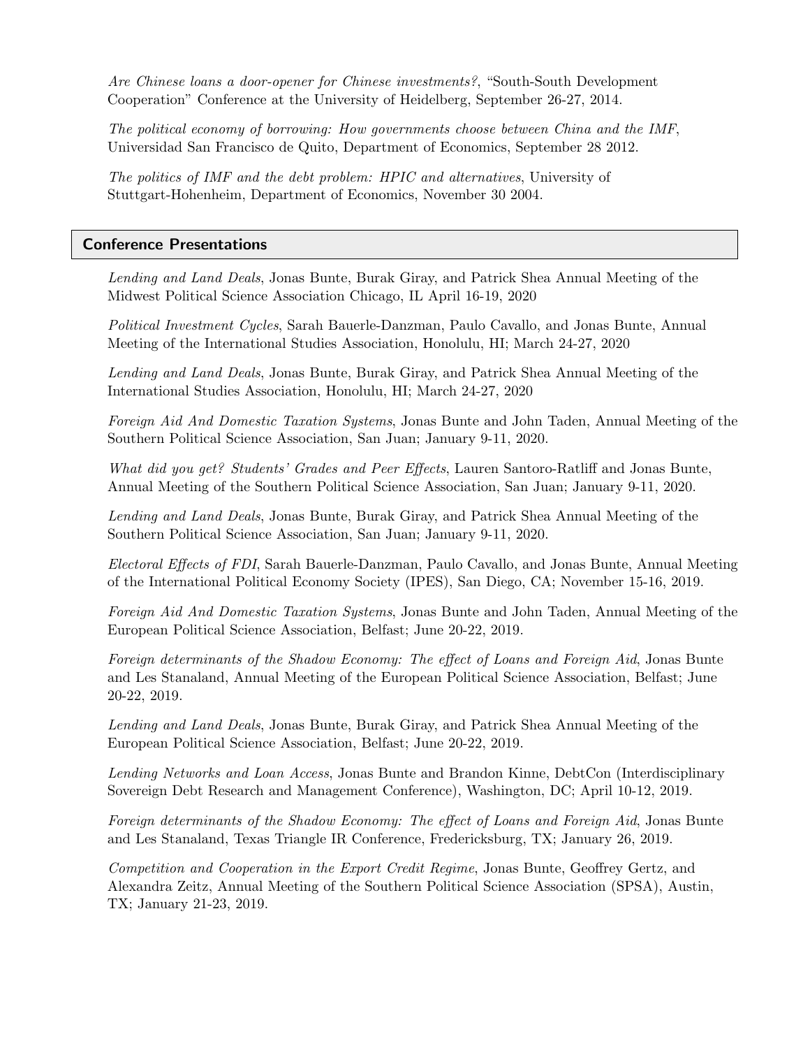*Are Chinese loans a door-opener for Chinese investments?*, "South-South Development Cooperation" Conference at the University of Heidelberg, September 26-27, 2014.

*The political economy of borrowing: How governments choose between China and the IMF*, Universidad San Francisco de Quito, Department of Economics, September 28 2012.

*The politics of IMF and the debt problem: HPIC and alternatives*, University of Stuttgart-Hohenheim, Department of Economics, November 30 2004.

## Conference Presentations

*Lending and Land Deals*, Jonas Bunte, Burak Giray, and Patrick Shea Annual Meeting of the Midwest Political Science Association Chicago, IL April 16-19, 2020

*Political Investment Cycles*, Sarah Bauerle-Danzman, Paulo Cavallo, and Jonas Bunte, Annual Meeting of the International Studies Association, Honolulu, HI; March 24-27, 2020

*Lending and Land Deals*, Jonas Bunte, Burak Giray, and Patrick Shea Annual Meeting of the International Studies Association, Honolulu, HI; March 24-27, 2020

*Foreign Aid And Domestic Taxation Systems*, Jonas Bunte and John Taden, Annual Meeting of the Southern Political Science Association, San Juan; January 9-11, 2020.

*What did you get? Students' Grades and Peer Effects*, Lauren Santoro-Ratliff and Jonas Bunte, Annual Meeting of the Southern Political Science Association, San Juan; January 9-11, 2020.

*Lending and Land Deals*, Jonas Bunte, Burak Giray, and Patrick Shea Annual Meeting of the Southern Political Science Association, San Juan; January 9-11, 2020.

*Electoral Effects of FDI*, Sarah Bauerle-Danzman, Paulo Cavallo, and Jonas Bunte, Annual Meeting of the International Political Economy Society (IPES), San Diego, CA; November 15-16, 2019.

*Foreign Aid And Domestic Taxation Systems*, Jonas Bunte and John Taden, Annual Meeting of the European Political Science Association, Belfast; June 20-22, 2019.

*Foreign determinants of the Shadow Economy: The effect of Loans and Foreign Aid*, Jonas Bunte and Les Stanaland, Annual Meeting of the European Political Science Association, Belfast; June 20-22, 2019.

*Lending and Land Deals*, Jonas Bunte, Burak Giray, and Patrick Shea Annual Meeting of the European Political Science Association, Belfast; June 20-22, 2019.

*Lending Networks and Loan Access*, Jonas Bunte and Brandon Kinne, DebtCon (Interdisciplinary Sovereign Debt Research and Management Conference), Washington, DC; April 10-12, 2019.

*Foreign determinants of the Shadow Economy: The effect of Loans and Foreign Aid*, Jonas Bunte and Les Stanaland, Texas Triangle IR Conference, Fredericksburg, TX; January 26, 2019.

*Competition and Cooperation in the Export Credit Regime*, Jonas Bunte, Geoffrey Gertz, and Alexandra Zeitz, Annual Meeting of the Southern Political Science Association (SPSA), Austin, TX; January 21-23, 2019.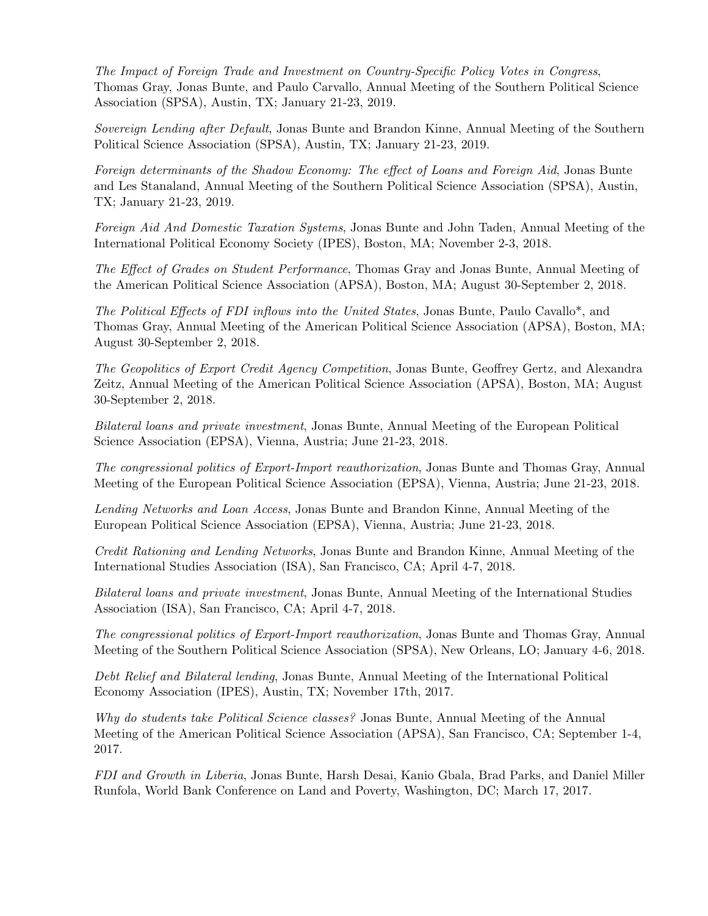*The Impact of Foreign Trade and Investment on Country-Specific Policy Votes in Congress*, Thomas Gray, Jonas Bunte, and Paulo Carvallo, Annual Meeting of the Southern Political Science Association (SPSA), Austin, TX; January 21-23, 2019.

*Sovereign Lending after Default*, Jonas Bunte and Brandon Kinne, Annual Meeting of the Southern Political Science Association (SPSA), Austin, TX; January 21-23, 2019.

*Foreign determinants of the Shadow Economy: The effect of Loans and Foreign Aid*, Jonas Bunte and Les Stanaland, Annual Meeting of the Southern Political Science Association (SPSA), Austin, TX; January 21-23, 2019.

*Foreign Aid And Domestic Taxation Systems*, Jonas Bunte and John Taden, Annual Meeting of the International Political Economy Society (IPES), Boston, MA; November 2-3, 2018.

*The Effect of Grades on Student Performance*, Thomas Gray and Jonas Bunte, Annual Meeting of the American Political Science Association (APSA), Boston, MA; August 30-September 2, 2018.

*The Political Effects of FDI inflows into the United States*, Jonas Bunte, Paulo Cavallo*, and Thomas Gray, Annual Meeting of the American Political Science Association (APSA), Boston, MA; August 30-September 2, 2018.

*The Geopolitics of Export Credit Agency Competition*, Jonas Bunte, Geoffrey Gertz, and Alexandra Zeitz, Annual Meeting of the American Political Science Association (APSA), Boston, MA; August 30-September 2, 2018.

*Bilateral loans and private investment*, Jonas Bunte, Annual Meeting of the European Political Science Association (EPSA), Vienna, Austria; June 21-23, 2018.

*The congressional politics of Export-Import reauthorization*, Jonas Bunte and Thomas Gray, Annual Meeting of the European Political Science Association (EPSA), Vienna, Austria; June 21-23, 2018.

*Lending Networks and Loan Access*, Jonas Bunte and Brandon Kinne, Annual Meeting of the European Political Science Association (EPSA), Vienna, Austria; June 21-23, 2018.

*Credit Rationing and Lending Networks*, Jonas Bunte and Brandon Kinne, Annual Meeting of the International Studies Association (ISA), San Francisco, CA; April 4-7, 2018.

*Bilateral loans and private investment*, Jonas Bunte, Annual Meeting of the International Studies Association (ISA), San Francisco, CA; April 4-7, 2018.

*The congressional politics of Export-Import reauthorization*, Jonas Bunte and Thomas Gray, Annual Meeting of the Southern Political Science Association (SPSA), New Orleans, LO; January 4-6, 2018.

*Debt Relief and Bilateral lending*, Jonas Bunte, Annual Meeting of the International Political Economy Association (IPES), Austin, TX; November 17th, 2017.

*Why do students take Political Science classes?* Jonas Bunte, Annual Meeting of the Annual Meeting of the American Political Science Association (APSA), San Francisco, CA; September 1-4, 2017.

*FDI and Growth in Liberia*, Jonas Bunte, Harsh Desai, Kanio Gbala, Brad Parks, and Daniel Miller Runfola, World Bank Conference on Land and Poverty, Washington, DC; March 17, 2017.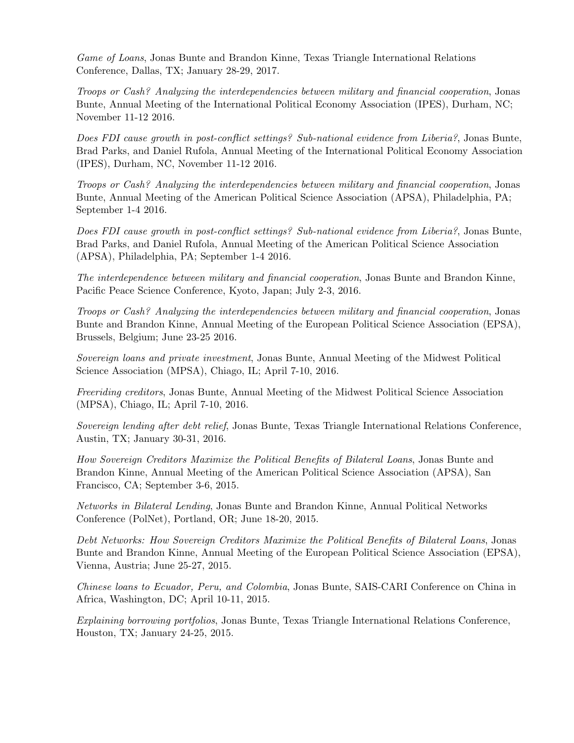*Game of Loans*, Jonas Bunte and Brandon Kinne, Texas Triangle International Relations Conference, Dallas, TX; January 28-29, 2017.

*Troops or Cash? Analyzing the interdependencies between military and financial cooperation*, Jonas Bunte, Annual Meeting of the International Political Economy Association (IPES), Durham, NC; November 11-12 2016.

*Does FDI cause growth in post-conflict settings? Sub-national evidence from Liberia?*, Jonas Bunte, Brad Parks, and Daniel Rufola, Annual Meeting of the International Political Economy Association (IPES), Durham, NC, November 11-12 2016.

*Troops or Cash? Analyzing the interdependencies between military and financial cooperation*, Jonas Bunte, Annual Meeting of the American Political Science Association (APSA), Philadelphia, PA; September 1-4 2016.

*Does FDI cause growth in post-conflict settings? Sub-national evidence from Liberia?*, Jonas Bunte, Brad Parks, and Daniel Rufola, Annual Meeting of the American Political Science Association (APSA), Philadelphia, PA; September 1-4 2016.

*The interdependence between military and financial cooperation*, Jonas Bunte and Brandon Kinne, Pacific Peace Science Conference, Kyoto, Japan; July 2-3, 2016.

*Troops or Cash? Analyzing the interdependencies between military and financial cooperation*, Jonas Bunte and Brandon Kinne, Annual Meeting of the European Political Science Association (EPSA), Brussels, Belgium; June 23-25 2016.

*Sovereign loans and private investment*, Jonas Bunte, Annual Meeting of the Midwest Political Science Association (MPSA), Chiago, IL; April 7-10, 2016.

*Freeriding creditors*, Jonas Bunte, Annual Meeting of the Midwest Political Science Association (MPSA), Chiago, IL; April 7-10, 2016.

*Sovereign lending after debt relief*, Jonas Bunte, Texas Triangle International Relations Conference, Austin, TX; January 30-31, 2016.

*How Sovereign Creditors Maximize the Political Benefits of Bilateral Loans*, Jonas Bunte and Brandon Kinne, Annual Meeting of the American Political Science Association (APSA), San Francisco, CA; September 3-6, 2015.

*Networks in Bilateral Lending*, Jonas Bunte and Brandon Kinne, Annual Political Networks Conference (PolNet), Portland, OR; June 18-20, 2015.

*Debt Networks: How Sovereign Creditors Maximize the Political Benefits of Bilateral Loans*, Jonas Bunte and Brandon Kinne, Annual Meeting of the European Political Science Association (EPSA), Vienna, Austria; June 25-27, 2015.

*Chinese loans to Ecuador, Peru, and Colombia*, Jonas Bunte, SAIS-CARI Conference on China in Africa, Washington, DC; April 10-11, 2015.

*Explaining borrowing portfolios*, Jonas Bunte, Texas Triangle International Relations Conference, Houston, TX; January 24-25, 2015.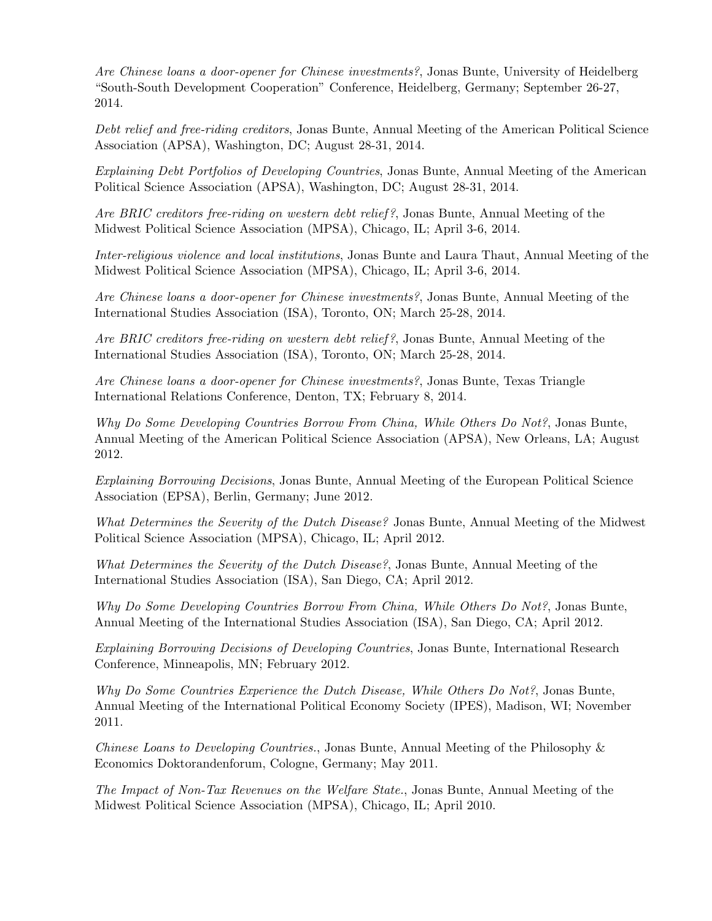*Are Chinese loans a door-opener for Chinese investments?*, Jonas Bunte, University of Heidelberg "South-South Development Cooperation" Conference, Heidelberg, Germany; September 26-27, 2014.

*Debt relief and free-riding creditors*, Jonas Bunte, Annual Meeting of the American Political Science Association (APSA), Washington, DC; August 28-31, 2014.

*Explaining Debt Portfolios of Developing Countries*, Jonas Bunte, Annual Meeting of the American Political Science Association (APSA), Washington, DC; August 28-31, 2014.

*Are BRIC creditors free-riding on western debt relief?*, Jonas Bunte, Annual Meeting of the Midwest Political Science Association (MPSA), Chicago, IL; April 3-6, 2014.

*Inter-religious violence and local institutions*, Jonas Bunte and Laura Thaut, Annual Meeting of the Midwest Political Science Association (MPSA), Chicago, IL; April 3-6, 2014.

*Are Chinese loans a door-opener for Chinese investments?*, Jonas Bunte, Annual Meeting of the International Studies Association (ISA), Toronto, ON; March 25-28, 2014.

*Are BRIC creditors free-riding on western debt relief?*, Jonas Bunte, Annual Meeting of the International Studies Association (ISA), Toronto, ON; March 25-28, 2014.

*Are Chinese loans a door-opener for Chinese investments?*, Jonas Bunte, Texas Triangle International Relations Conference, Denton, TX; February 8, 2014.

*Why Do Some Developing Countries Borrow From China, While Others Do Not?*, Jonas Bunte, Annual Meeting of the American Political Science Association (APSA), New Orleans, LA; August 2012.

*Explaining Borrowing Decisions*, Jonas Bunte, Annual Meeting of the European Political Science Association (EPSA), Berlin, Germany; June 2012.

*What Determines the Severity of the Dutch Disease?* Jonas Bunte, Annual Meeting of the Midwest Political Science Association (MPSA), Chicago, IL; April 2012.

*What Determines the Severity of the Dutch Disease?*, Jonas Bunte, Annual Meeting of the International Studies Association (ISA), San Diego, CA; April 2012.

*Why Do Some Developing Countries Borrow From China, While Others Do Not?*, Jonas Bunte, Annual Meeting of the International Studies Association (ISA), San Diego, CA; April 2012.

*Explaining Borrowing Decisions of Developing Countries*, Jonas Bunte, International Research Conference, Minneapolis, MN; February 2012.

*Why Do Some Countries Experience the Dutch Disease, While Others Do Not?*, Jonas Bunte, Annual Meeting of the International Political Economy Society (IPES), Madison, WI; November 2011.

*Chinese Loans to Developing Countries.*, Jonas Bunte, Annual Meeting of the Philosophy & Economics Doktorandenforum, Cologne, Germany; May 2011.

*The Impact of Non-Tax Revenues on the Welfare State.*, Jonas Bunte, Annual Meeting of the Midwest Political Science Association (MPSA), Chicago, IL; April 2010.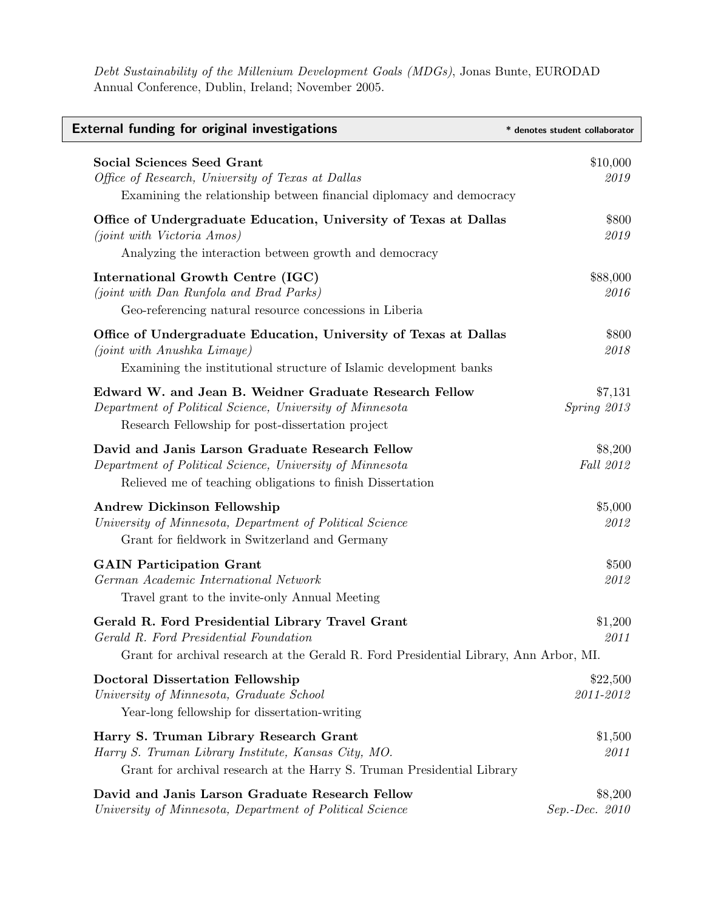*Debt Sustainability of the Millenium Development Goals (MDGs)*, Jonas Bunte, EURODAD Annual Conference, Dublin, Ireland; November 2005.

## External funding for original investigations

\* denotes student collaborator

**Social Sciences Seed Grant** — $10,000
*Office of Research, University of Texas at Dallas* — *2019*
Examining the relationship between financial diplomacy and democracy

**Office of Undergraduate Education, University of Texas at Dallas** — $800
*(joint with Victoria Amos)* — *2019*
Analyzing the interaction between growth and democracy

**International Growth Centre (IGC)** — $88,000
*(joint with Dan Runfola and Brad Parks)* — *2016*
Geo-referencing natural resource concessions in Liberia

**Office of Undergraduate Education, University of Texas at Dallas** — $800
*(joint with Anushka Limaye)* — *2018*
Examining the institutional structure of Islamic development banks

**Edward W. and Jean B. Weidner Graduate Research Fellow** — $7,131
*Department of Political Science, University of Minnesota* — *Spring 2013*
Research Fellowship for post-dissertation project

**David and Janis Larson Graduate Research Fellow** — $8,200
*Department of Political Science, University of Minnesota* — *Fall 2012*
Relieved me of teaching obligations to finish Dissertation

**Andrew Dickinson Fellowship** — $5,000
*University of Minnesota, Department of Political Science* — *2012*
Grant for fieldwork in Switzerland and Germany

**GAIN Participation Grant** — $500
*German Academic International Network* — *2012*
Travel grant to the invite-only Annual Meeting

**Gerald R. Ford Presidential Library Travel Grant** — $1,200
*Gerald R. Ford Presidential Foundation* — *2011*
Grant for archival research at the Gerald R. Ford Presidential Library, Ann Arbor, MI.

**Doctoral Dissertation Fellowship** — $22,500
*University of Minnesota, Graduate School* — *2011-2012*
Year-long fellowship for dissertation-writing

**Harry S. Truman Library Research Grant** — $1,500
*Harry S. Truman Library Institute, Kansas City, MO.* — *2011*
Grant for archival research at the Harry S. Truman Presidential Library

**David and Janis Larson Graduate Research Fellow** — $8,200
*University of Minnesota, Department of Political Science* — *Sep.-Dec. 2010*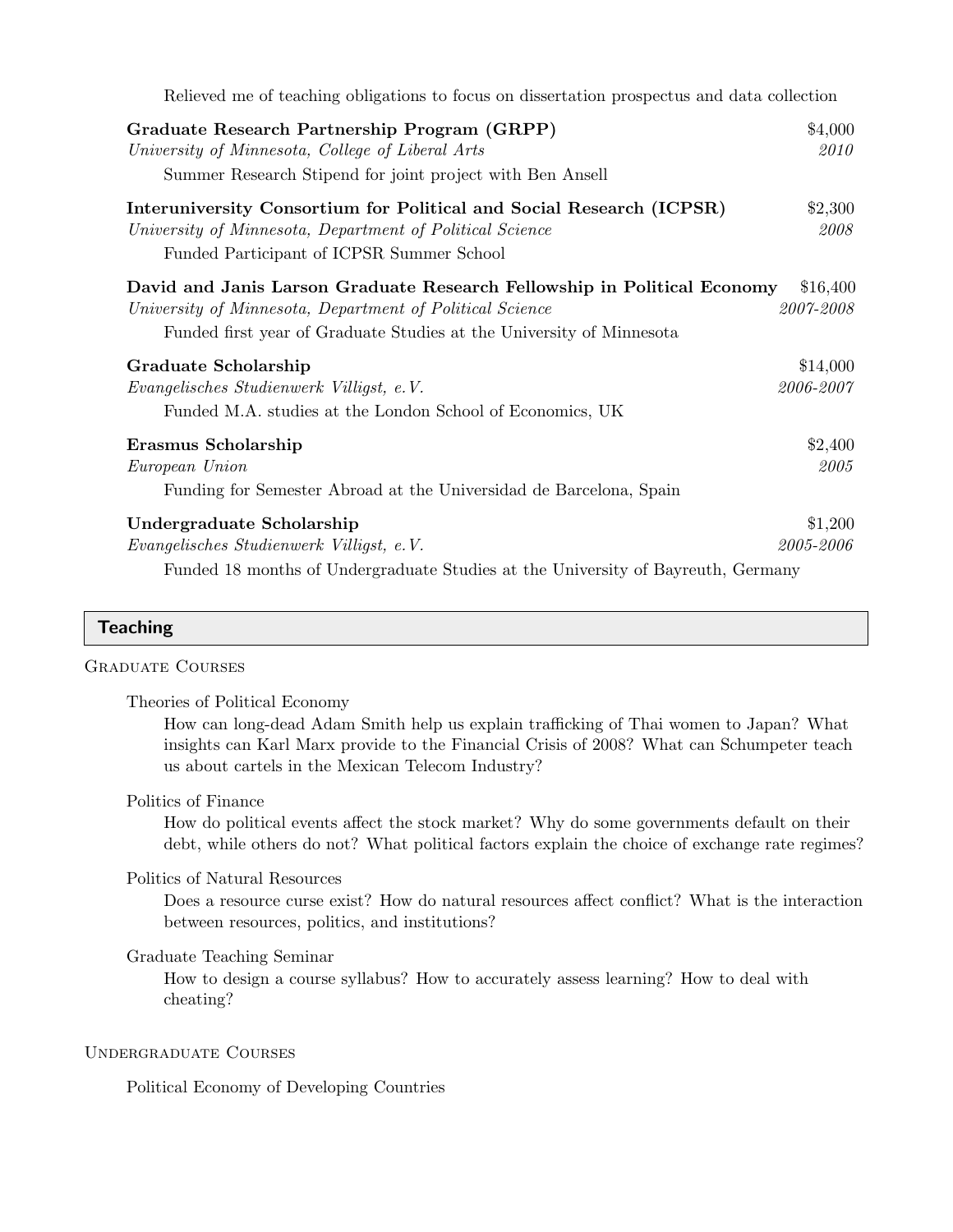Relieved me of teaching obligations to focus on dissertation prospectus and data collection

**Graduate Research Partnership Program (GRPP)** — $4,000
*University of Minnesota, College of Liberal Arts* — *2010*
Summer Research Stipend for joint project with Ben Ansell

**Interuniversity Consortium for Political and Social Research (ICPSR)** — $2,300
*University of Minnesota, Department of Political Science* — *2008*
Funded Participant of ICPSR Summer School

**David and Janis Larson Graduate Research Fellowship in Political Economy** — $16,400
*University of Minnesota, Department of Political Science* — *2007-2008*
Funded first year of Graduate Studies at the University of Minnesota

**Graduate Scholarship** — $14,000
*Evangelisches Studienwerk Villigst, e.V.* — *2006-2007*
Funded M.A. studies at the London School of Economics, UK

**Erasmus Scholarship** — $2,400
*European Union* — *2005*
Funding for Semester Abroad at the Universidad de Barcelona, Spain

**Undergraduate Scholarship** — $1,200
*Evangelisches Studienwerk Villigst, e.V.* — *2005-2006*
Funded 18 months of Undergraduate Studies at the University of Bayreuth, Germany

## Teaching

### Graduate Courses

Theories of Political Economy
How can long-dead Adam Smith help us explain trafficking of Thai women to Japan? What insights can Karl Marx provide to the Financial Crisis of 2008? What can Schumpeter teach us about cartels in the Mexican Telecom Industry?

Politics of Finance
How do political events affect the stock market? Why do some governments default on their debt, while others do not? What political factors explain the choice of exchange rate regimes?

Politics of Natural Resources
Does a resource curse exist? How do natural resources affect conflict? What is the interaction between resources, politics, and institutions?

Graduate Teaching Seminar
How to design a course syllabus? How to accurately assess learning? How to deal with cheating?

### Undergraduate Courses

Political Economy of Developing Countries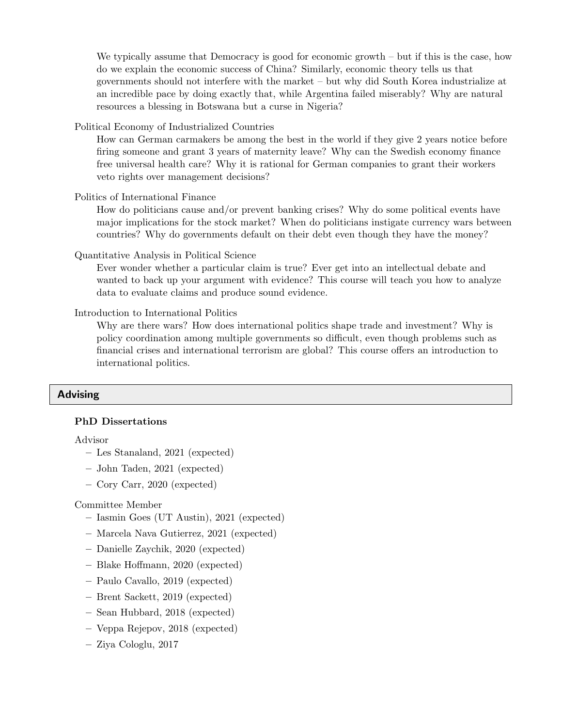We typically assume that Democracy is good for economic growth – but if this is the case, how do we explain the economic success of China? Similarly, economic theory tells us that governments should not interfere with the market – but why did South Korea industrialize at an incredible pace by doing exactly that, while Argentina failed miserably? Why are natural resources a blessing in Botswana but a curse in Nigeria?

Political Economy of Industrialized Countries

How can German carmakers be among the best in the world if they give 2 years notice before firing someone and grant 3 years of maternity leave? Why can the Swedish economy finance free universal health care? Why it is rational for German companies to grant their workers veto rights over management decisions?

Politics of International Finance

How do politicians cause and/or prevent banking crises? Why do some political events have major implications for the stock market? When do politicians instigate currency wars between countries? Why do governments default on their debt even though they have the money?

Quantitative Analysis in Political Science

Ever wonder whether a particular claim is true? Ever get into an intellectual debate and wanted to back up your argument with evidence? This course will teach you how to analyze data to evaluate claims and produce sound evidence.

Introduction to International Politics

Why are there wars? How does international politics shape trade and investment? Why is policy coordination among multiple governments so difficult, even though problems such as financial crises and international terrorism are global? This course offers an introduction to international politics.

## Advising

### PhD Dissertations

Advisor

- Les Stanaland, 2021 (expected)
- John Taden, 2021 (expected)
- Cory Carr, 2020 (expected)

Committee Member

- Iasmin Goes (UT Austin), 2021 (expected)
- Marcela Nava Gutierrez, 2021 (expected)
- Danielle Zaychik, 2020 (expected)
- Blake Hoffmann, 2020 (expected)
- Paulo Cavallo, 2019 (expected)
- Brent Sackett, 2019 (expected)
- Sean Hubbard, 2018 (expected)
- Veppa Rejepov, 2018 (expected)
- Ziya Cologlu, 2017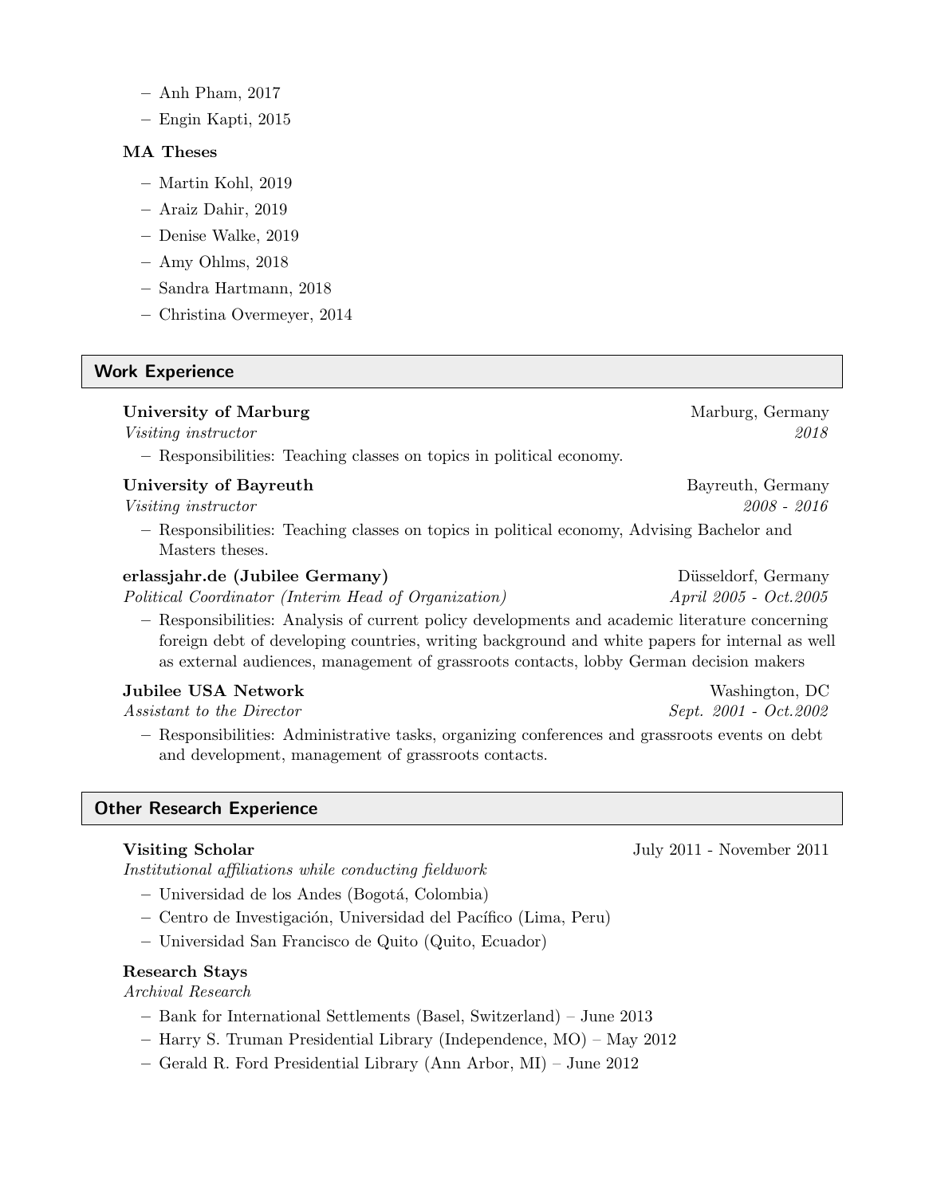- Anh Pham, 2017
- Engin Kapti, 2015

**MA Theses**

- Martin Kohl, 2019
- Araiz Dahir, 2019
- Denise Walke, 2019
- Amy Ohlms, 2018
- Sandra Hartmann, 2018
- Christina Overmeyer, 2014

## Work Experience

**University of Marburg** — Marburg, Germany
*Visiting instructor* — *2018*

- Responsibilities: Teaching classes on topics in political economy.

**University of Bayreuth** — Bayreuth, Germany
*Visiting instructor* — *2008 - 2016*

- Responsibilities: Teaching classes on topics in political economy, Advising Bachelor and Masters theses.

**erlassjahr.de (Jubilee Germany)** — Düsseldorf, Germany
*Political Coordinator (Interim Head of Organization)* — *April 2005 - Oct.2005*

- Responsibilities: Analysis of current policy developments and academic literature concerning foreign debt of developing countries, writing background and white papers for internal as well as external audiences, management of grassroots contacts, lobby German decision makers

**Jubilee USA Network** — Washington, DC
*Assistant to the Director* — *Sept. 2001 - Oct.2002*

- Responsibilities: Administrative tasks, organizing conferences and grassroots events on debt and development, management of grassroots contacts.

## Other Research Experience

**Visiting Scholar** — July 2011 - November 2011
*Institutional affiliations while conducting fieldwork*

- Universidad de los Andes (Bogotá, Colombia)
- Centro de Investigación, Universidad del Pacífico (Lima, Peru)
- Universidad San Francisco de Quito (Quito, Ecuador)

**Research Stays**
*Archival Research*

- Bank for International Settlements (Basel, Switzerland) – June 2013
- Harry S. Truman Presidential Library (Independence, MO) – May 2012
- Gerald R. Ford Presidential Library (Ann Arbor, MI) – June 2012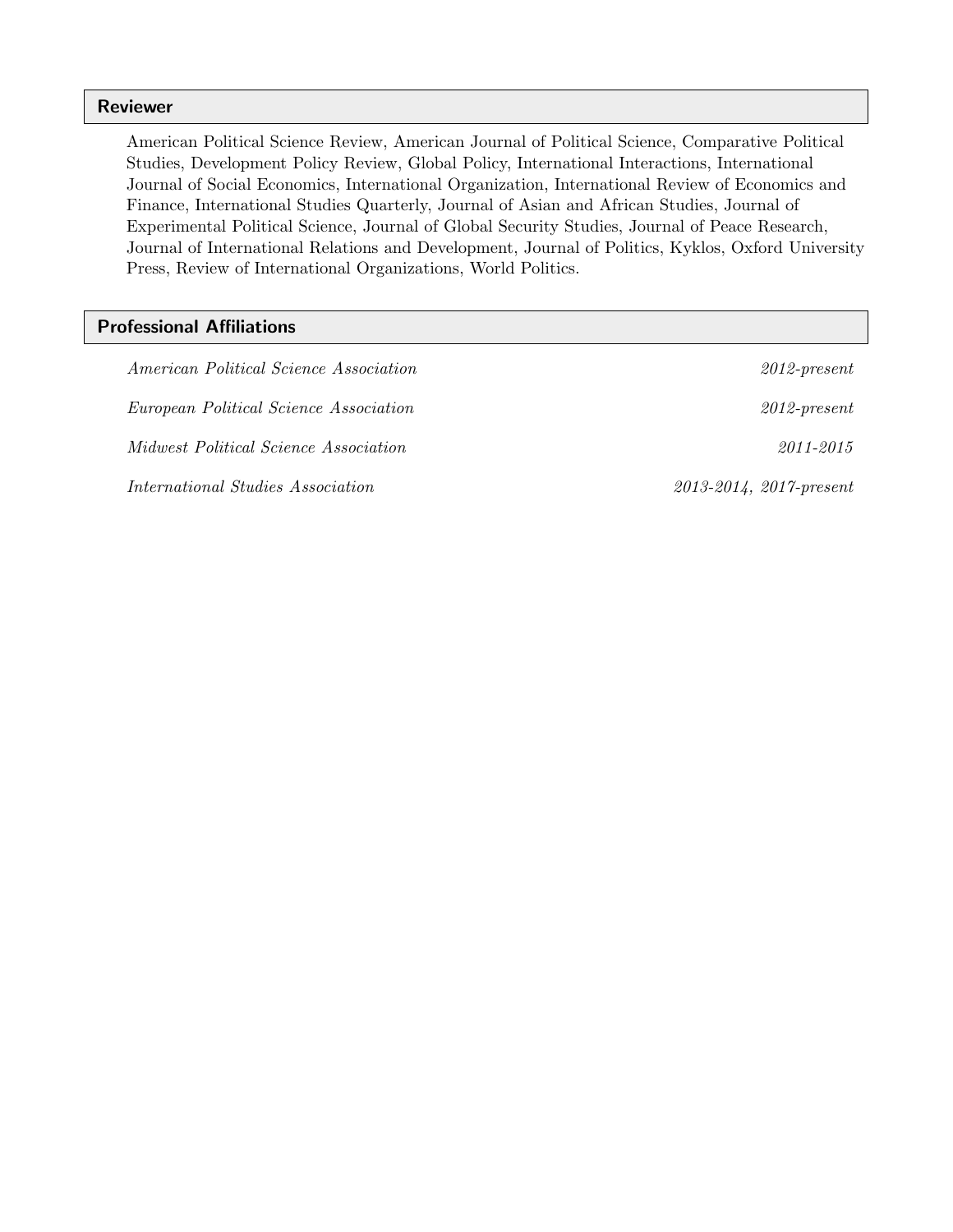## Reviewer

American Political Science Review, American Journal of Political Science, Comparative Political Studies, Development Policy Review, Global Policy, International Interactions, International Journal of Social Economics, International Organization, International Review of Economics and Finance, International Studies Quarterly, Journal of Asian and African Studies, Journal of Experimental Political Science, Journal of Global Security Studies, Journal of Peace Research, Journal of International Relations and Development, Journal of Politics, Kyklos, Oxford University Press, Review of International Organizations, World Politics.

## Professional Affiliations

*American Political Science Association* — *2012-present*

*European Political Science Association* — *2012-present*

*Midwest Political Science Association* — *2011-2015*

*International Studies Association* — *2013-2014, 2017-present*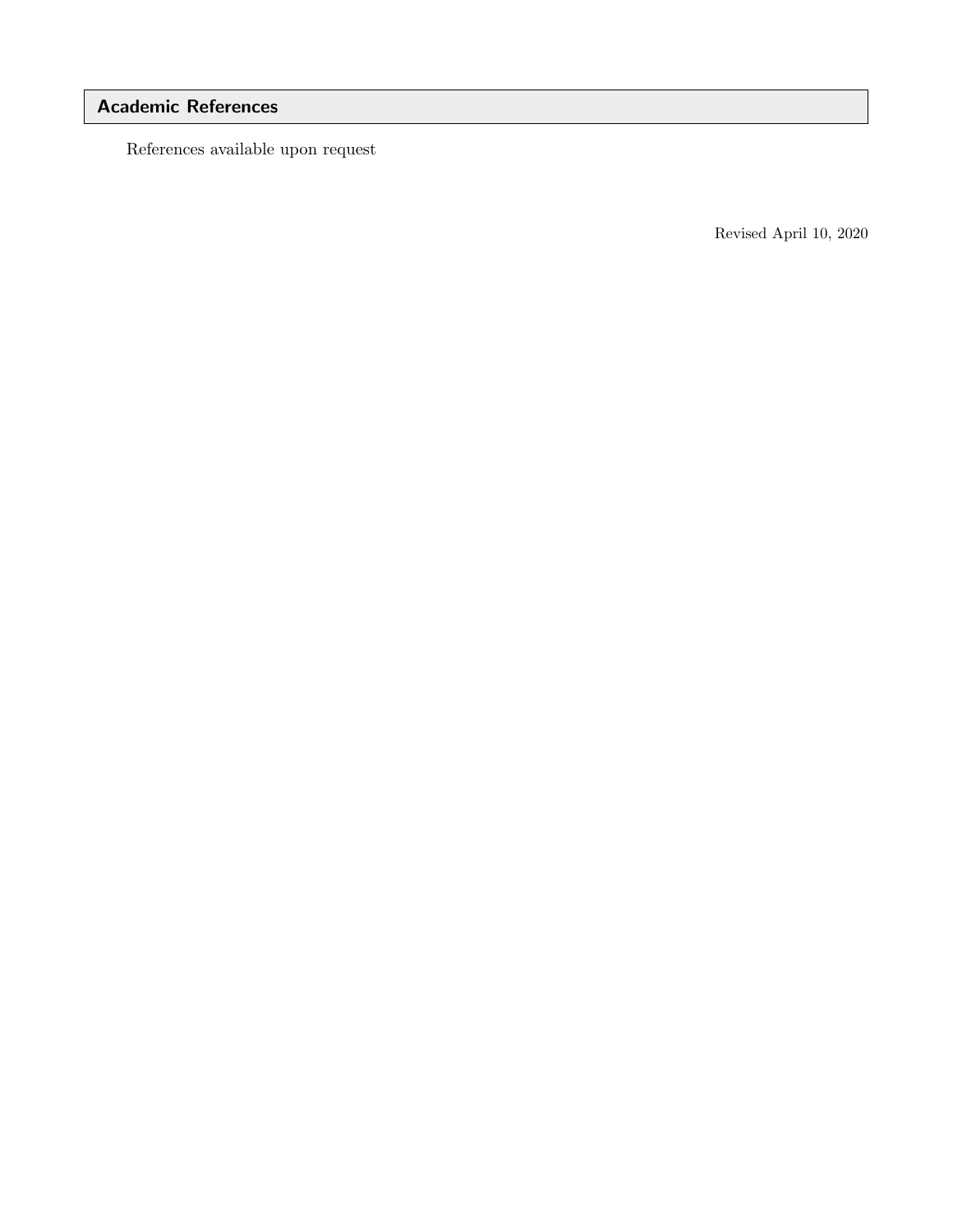## Academic References

References available upon request

Revised April 10, 2020